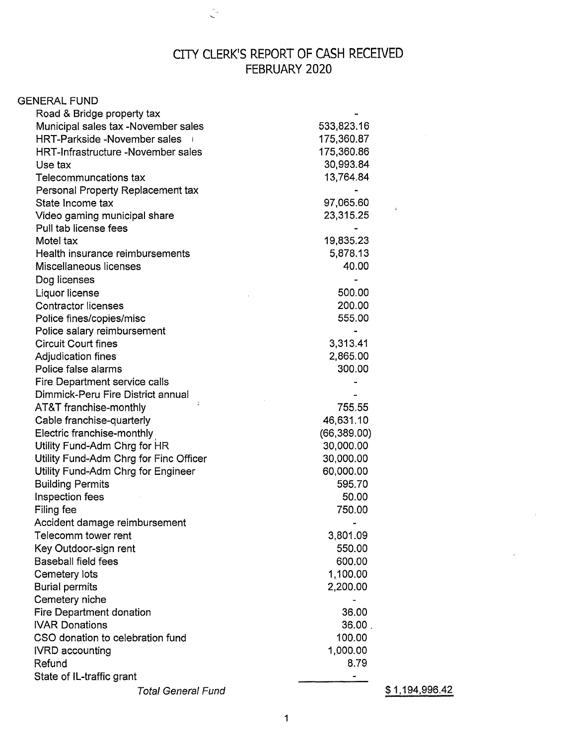# CITY CLERK'S REPORT OF CASH RECEIVED
## FEBRUARY 2020

| GENERAL FUND | | |
|---|---|---|
| Road & Bridge property tax | - | |
| Municipal sales tax -November sales | 533,823.16 | |
| HRT-Parkside -November sales | 175,360.87 | |
| HRT-Infrastructure -November sales | 175,360.86 | |
| Use tax | 30,993.84 | |
| Telecommuncations tax | 13,764.84 | |
| Personal Property Replacement tax | - | |
| State Income tax | 97,065.60 | |
| Video gaming municipal share | 23,315.25 | |
| Pull tab license fees | - | |
| Motel tax | 19,835.23 | |
| Health insurance reimbursements | 5,878.13 | |
| Miscellaneous licenses | 40.00 | |
| Dog licenses | - | |
| Liquor license | 500.00 | |
| Contractor licenses | 200.00 | |
| Police fines/copies/misc | 555.00 | |
| Police salary reimbursement | - | |
| Circuit Court fines | 3,313.41 | |
| Adjudication fines | 2,865.00 | |
| Police false alarms | 300.00 | |
| Fire Department service calls | - | |
| Dimmick-Peru Fire District annual | - | |
| AT&T franchise-monthly | 755.55 | |
| Cable franchise-quarterly | 46,631.10 | |
| Electric franchise-monthly | (66,389.00) | |
| Utility Fund-Adm Chrg for HR | 30,000.00 | |
| Utility Fund-Adm Chrg for Finc Officer | 30,000.00 | |
| Utility Fund-Adm Chrg for Engineer | 60,000.00 | |
| Building Permits | 595.70 | |
| Inspection fees | 50.00 | |
| Filing fee | 750.00 | |
| Accident damage reimbursement | - | |
| Telecomm tower rent | 3,801.09 | |
| Key Outdoor-sign rent | 550.00 | |
| Baseball field fees | 600.00 | |
| Cemetery lots | 1,100.00 | |
| Burial permits | 2,200.00 | |
| Cemetery niche | - | |
| Fire Department donation | 36.00 | |
| IVAR Donations | 36.00 | |
| CSO donation to celebration fund | 100.00 | |
| IVRD accounting | 1,000.00 | |
| Refund | 8.79 | |
| State of IL-traffic grant | - | |
| *Total General Fund* | | $ 1,194,996.42 |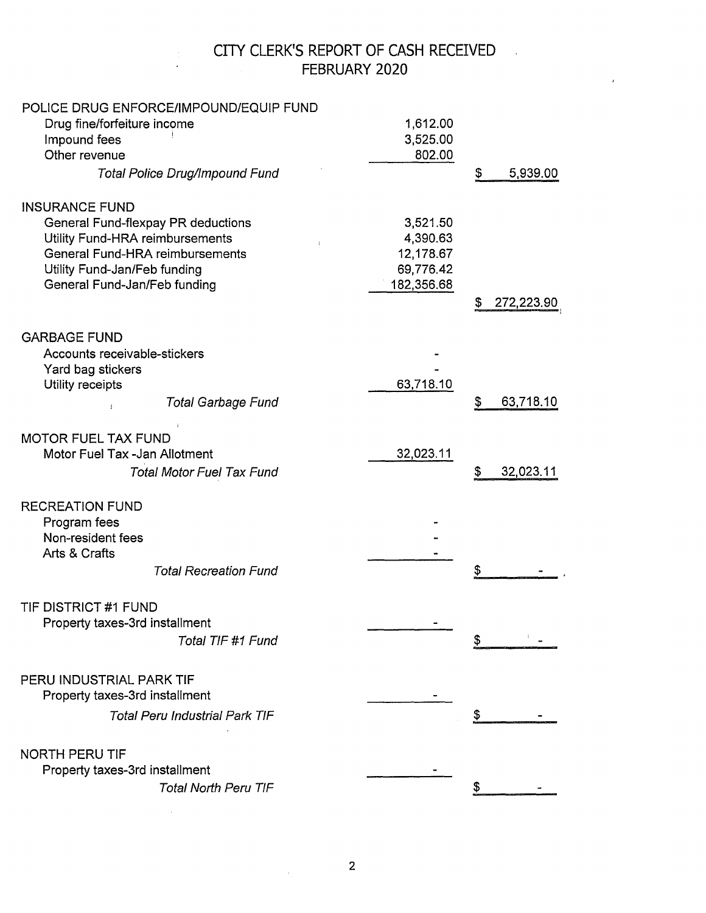# CITY CLERK'S REPORT OF CASH RECEIVED
## FEBRUARY 2020

| | | |
|---|---|---|
| **POLICE DRUG ENFORCE/IMPOUND/EQUIP FUND** | | |
| Drug fine/forfeiture income | 1,612.00 | |
| Impound fees | 3,525.00 | |
| Other revenue | 802.00 | |
| *Total Police Drug/Impound Fund* | | $ 5,939.00 |
| | | |
| **INSURANCE FUND** | | |
| General Fund-flexpay PR deductions | 3,521.50 | |
| Utility Fund-HRA reimbursements | 4,390.63 | |
| General Fund-HRA reimbursements | 12,178.67 | |
| Utility Fund-Jan/Feb funding | 69,776.42 | |
| General Fund-Jan/Feb funding | 182,356.68 | |
| | | $ 272,223.90 |
| | | |
| **GARBAGE FUND** | | |
| Accounts receivable-stickers | - | |
| Yard bag stickers | - | |
| Utility receipts | 63,718.10 | |
| *Total Garbage Fund* | | $ 63,718.10 |
| | | |
| **MOTOR FUEL TAX FUND** | | |
| Motor Fuel Tax -Jan Allotment | 32,023.11 | |
| *Total Motor Fuel Tax Fund* | | $ 32,023.11 |
| | | |
| **RECREATION FUND** | | |
| Program fees | - | |
| Non-resident fees | - | |
| Arts & Crafts | - | |
| *Total Recreation Fund* | | $ - |
| | | |
| **TIF DISTRICT #1 FUND** | | |
| Property taxes-3rd installment | - | |
| *Total TIF #1 Fund* | | $ - |
| | | |
| **PERU INDUSTRIAL PARK TIF** | | |
| Property taxes-3rd installment | - | |
| *Total Peru Industrial Park TIF* | | $ - |
| | | |
| **NORTH PERU TIF** | | |
| Property taxes-3rd installment | - | |
| *Total North Peru TIF* | | $ - |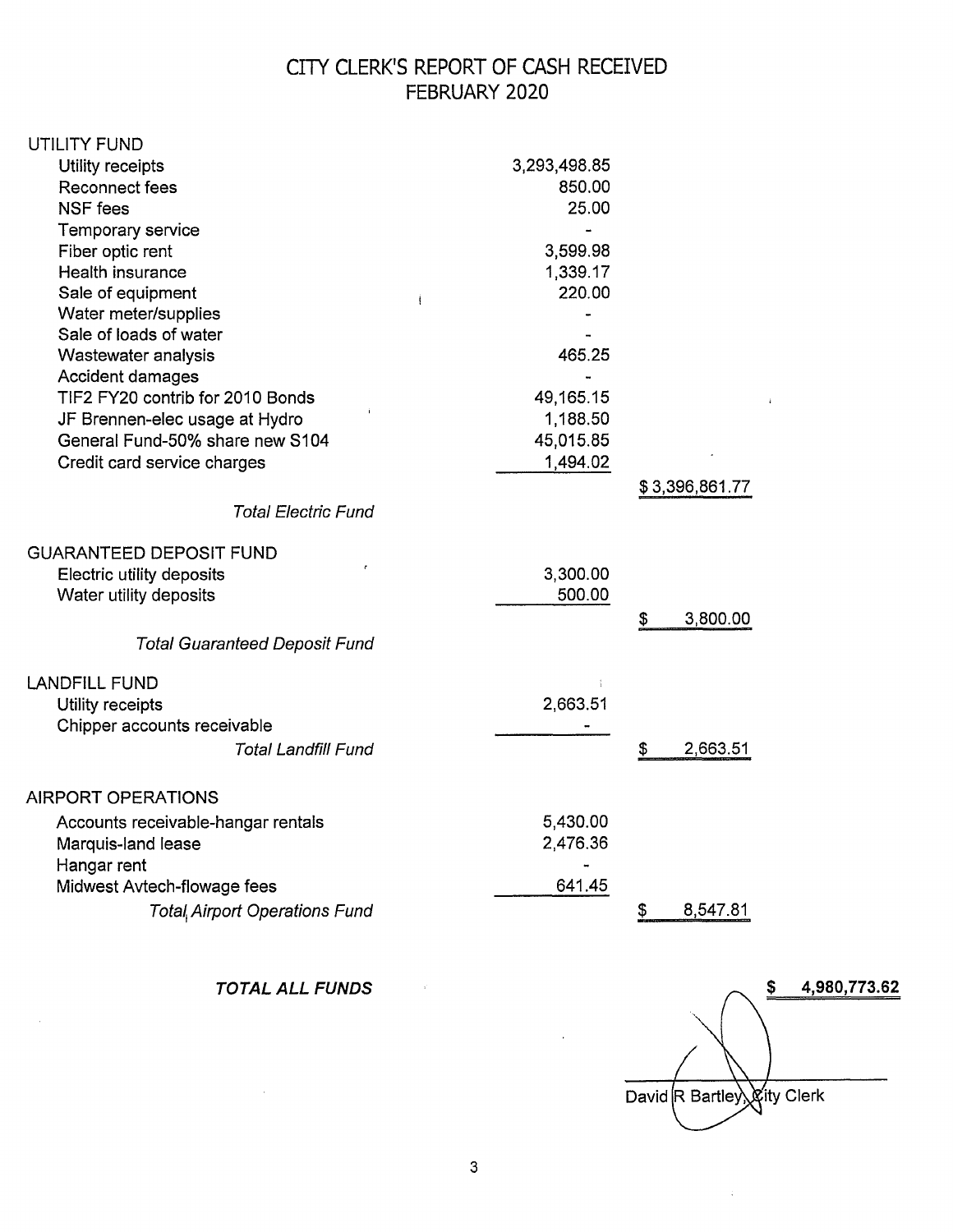# CITY CLERK'S REPORT OF CASH RECEIVED
## FEBRUARY 2020

| | | |
|---|---|---|
| **UTILITY FUND** | | |
| Utility receipts | 3,293,498.85 | |
| Reconnect fees | 850.00 | |
| NSF fees | 25.00 | |
| Temporary service | - | |
| Fiber optic rent | 3,599.98 | |
| Health insurance | 1,339.17 | |
| Sale of equipment | 220.00 | |
| Water meter/supplies | - | |
| Sale of loads of water | - | |
| Wastewater analysis | 465.25 | |
| Accident damages | - | |
| TIF2 FY20 contrib for 2010 Bonds | 49,165.15 | |
| JF Brennen-elec usage at Hydro | 1,188.50 | |
| General Fund-50% share new S104 | 45,015.85 | |
| Credit card service charges | 1,494.02 | |
| | | $ 3,396,861.77 |
| *Total Electric Fund* | | |
| **GUARANTEED DEPOSIT FUND** | | |
| Electric utility deposits | 3,300.00 | |
| Water utility deposits | 500.00 | |
| | | $ 3,800.00 |
| *Total Guaranteed Deposit Fund* | | |
| **LANDFILL FUND** | | |
| Utility receipts | 2,663.51 | |
| Chipper accounts receivable | - | |
| *Total Landfill Fund* | | $ 2,663.51 |
| **AIRPORT OPERATIONS** | | |
| Accounts receivable-hangar rentals | 5,430.00 | |
| Marquis-land lease | 2,476.36 | |
| Hangar rent | - | |
| Midwest Avtech-flowage fees | 641.45 | |
| *Total Airport Operations Fund* | | $ 8,547.81 |
| ***TOTAL ALL FUNDS*** | | **$ 4,980,773.62** |

David R Bartley, City Clerk